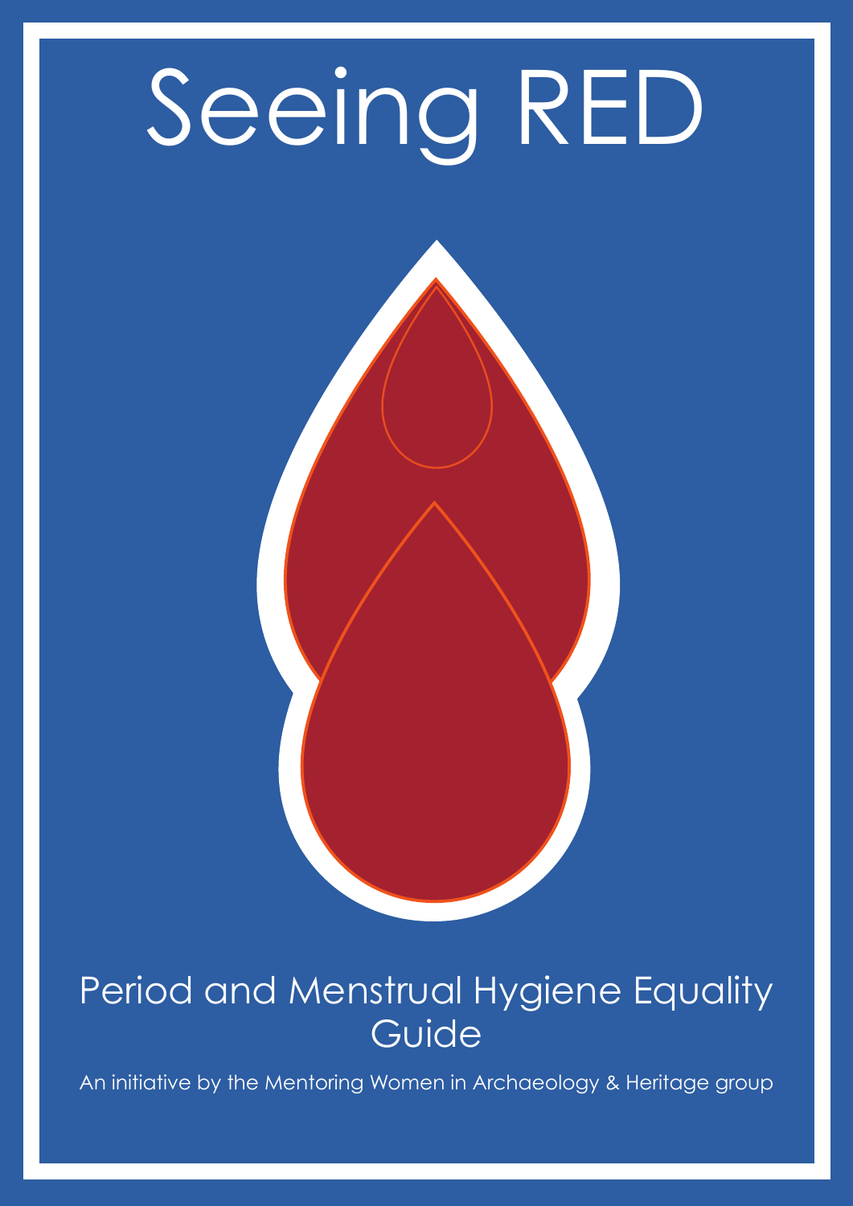# Seeing RED

## Period and Menstrual Hygiene Equality Guide

An initiative by the Mentoring Women in Archaeology & Heritage group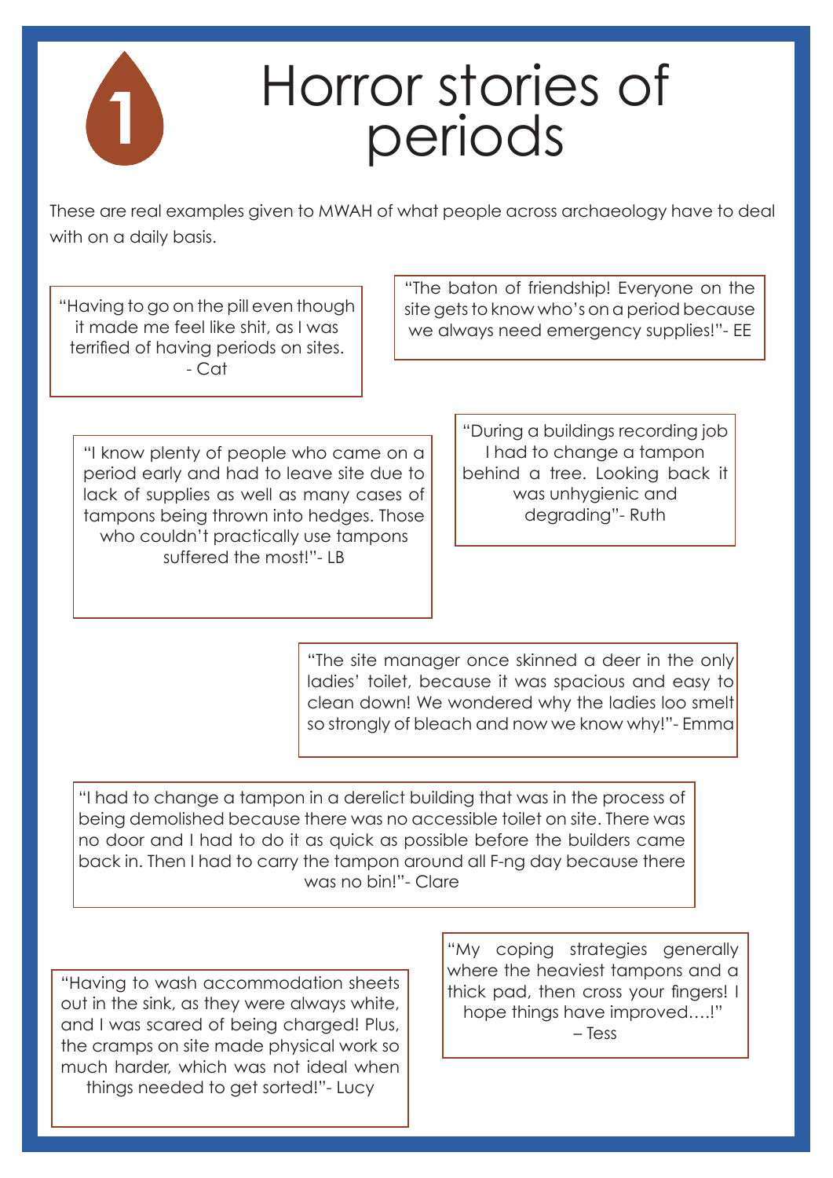# 1 Horror stories of periods

These are real examples given to MWAH of what people across archaeology have to deal with on a daily basis.

"Having to go on the pill even though it made me feel like shit, as I was terrified of having periods on sites.
- Cat

"The baton of friendship! Everyone on the site gets to know who's on a period because we always need emergency supplies!"- EE

"I know plenty of people who came on a period early and had to leave site due to lack of supplies as well as many cases of tampons being thrown into hedges. Those who couldn't practically use tampons suffered the most!"- LB

"During a buildings recording job I had to change a tampon behind a tree. Looking back it was unhygienic and degrading"- Ruth

"The site manager once skinned a deer in the only ladies' toilet, because it was spacious and easy to clean down! We wondered why the ladies loo smelt so strongly of bleach and now we know why!"- Emma

"I had to change a tampon in a derelict building that was in the process of being demolished because there was no accessible toilet on site. There was no door and I had to do it as quick as possible before the builders came back in. Then I had to carry the tampon around all F-ng day because there was no bin!"- Clare

"Having to wash accommodation sheets out in the sink, as they were always white, and I was scared of being charged! Plus, the cramps on site made physical work so much harder, which was not ideal when things needed to get sorted!"- Lucy

"My coping strategies generally where the heaviest tampons and a thick pad, then cross your fingers! I hope things have improved….!"
– Tess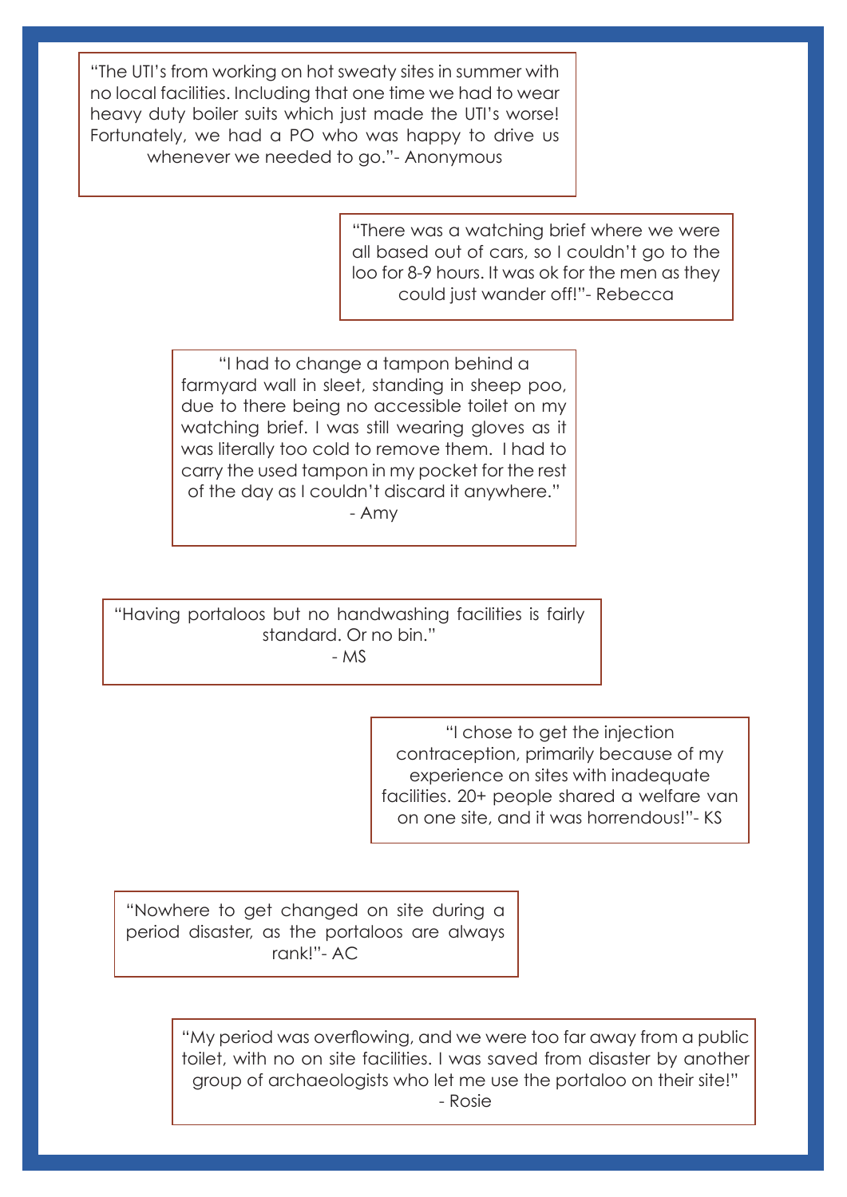"The UTI's from working on hot sweaty sites in summer with no local facilities. Including that one time we had to wear heavy duty boiler suits which just made the UTI's worse! Fortunately, we had a PO who was happy to drive us whenever we needed to go."- Anonymous

"There was a watching brief where we were all based out of cars, so I couldn't go to the loo for 8-9 hours. It was ok for the men as they could just wander off!"- Rebecca

"I had to change a tampon behind a farmyard wall in sleet, standing in sheep poo, due to there being no accessible toilet on my watching brief. I was still wearing gloves as it was literally too cold to remove them. I had to carry the used tampon in my pocket for the rest of the day as I couldn't discard it anywhere."
- Amy

"Having portaloos but no handwashing facilities is fairly standard. Or no bin."
- MS

"I chose to get the injection contraception, primarily because of my experience on sites with inadequate facilities. 20+ people shared a welfare van on one site, and it was horrendous!"- KS

"Nowhere to get changed on site during a period disaster, as the portaloos are always rank!"- AC

"My period was overflowing, and we were too far away from a public toilet, with no on site facilities. I was saved from disaster by another group of archaeologists who let me use the portaloo on their site!"
- Rosie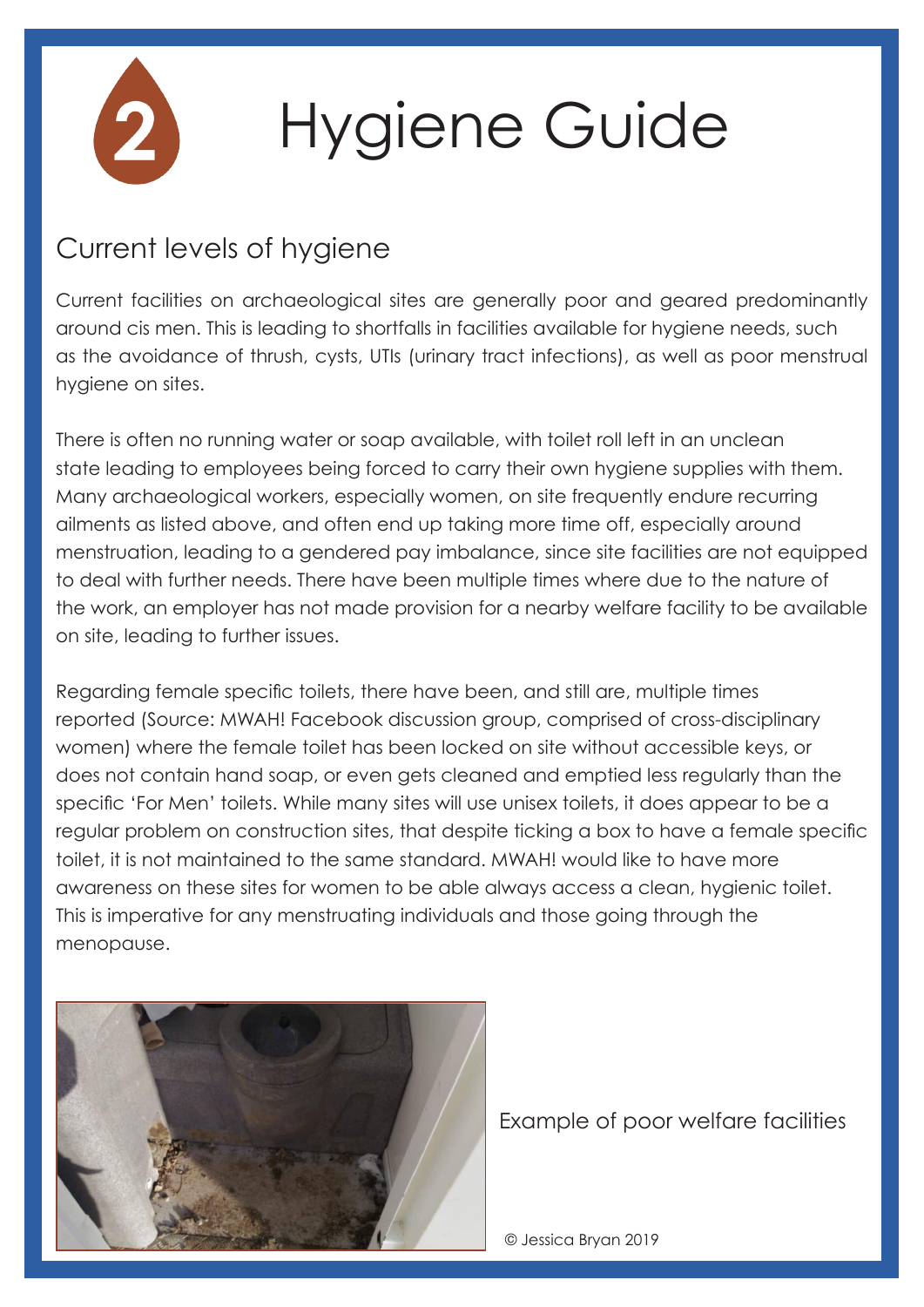# Hygiene Guide

## Current levels of hygiene

Current facilities on archaeological sites are generally poor and geared predominantly around cis men. This is leading to shortfalls in facilities available for hygiene needs, such as the avoidance of thrush, cysts, UTIs (urinary tract infections), as well as poor menstrual hygiene on sites.

There is often no running water or soap available, with toilet roll left in an unclean state leading to employees being forced to carry their own hygiene supplies with them. Many archaeological workers, especially women, on site frequently endure recurring ailments as listed above, and often end up taking more time off, especially around menstruation, leading to a gendered pay imbalance, since site facilities are not equipped to deal with further needs. There have been multiple times where due to the nature of the work, an employer has not made provision for a nearby welfare facility to be available on site, leading to further issues.

Regarding female specific toilets, there have been, and still are, multiple times reported (Source: MWAH! Facebook discussion group, comprised of cross-disciplinary women) where the female toilet has been locked on site without accessible keys, or does not contain hand soap, or even gets cleaned and emptied less regularly than the specific 'For Men' toilets. While many sites will use unisex toilets, it does appear to be a regular problem on construction sites, that despite ticking a box to have a female specific toilet, it is not maintained to the same standard. MWAH! would like to have more awareness on these sites for women to be able always access a clean, hygienic toilet. This is imperative for any menstruating individuals and those going through the menopause.

Example of poor welfare facilities

© Jessica Bryan 2019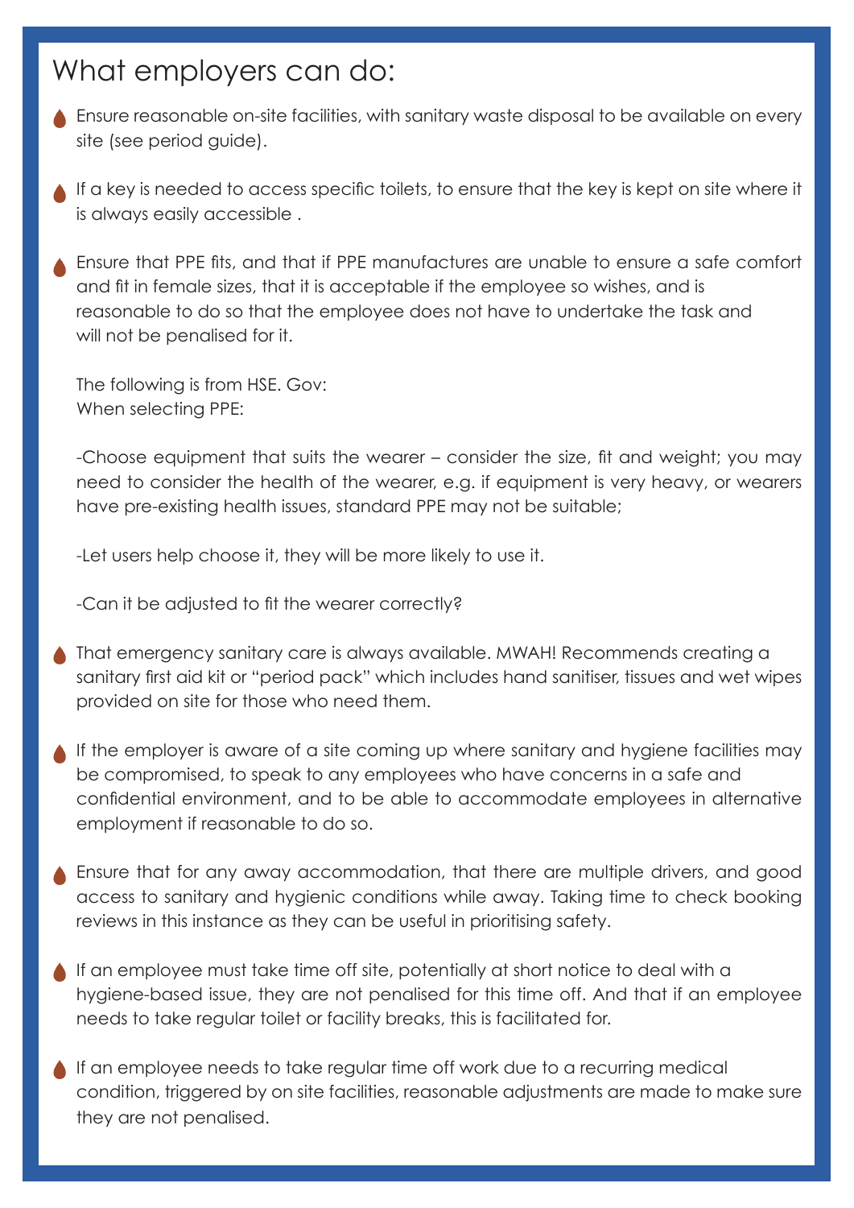# What employers can do:

- Ensure reasonable on-site facilities, with sanitary waste disposal to be available on every site (see period guide).

- If a key is needed to access specific toilets, to ensure that the key is kept on site where it is always easily accessible .

- Ensure that PPE fits, and that if PPE manufactures are unable to ensure a safe comfort and fit in female sizes, that it is acceptable if the employee so wishes, and is reasonable to do so that the employee does not have to undertake the task and will not be penalised for it.

  The following is from HSE. Gov:
  When selecting PPE:

  -Choose equipment that suits the wearer – consider the size, fit and weight; you may need to consider the health of the wearer, e.g. if equipment is very heavy, or wearers have pre-existing health issues, standard PPE may not be suitable;

  -Let users help choose it, they will be more likely to use it.

  -Can it be adjusted to fit the wearer correctly?

- That emergency sanitary care is always available. MWAH! Recommends creating a sanitary first aid kit or "period pack" which includes hand sanitiser, tissues and wet wipes provided on site for those who need them.

- If the employer is aware of a site coming up where sanitary and hygiene facilities may be compromised, to speak to any employees who have concerns in a safe and confidential environment, and to be able to accommodate employees in alternative employment if reasonable to do so.

- Ensure that for any away accommodation, that there are multiple drivers, and good access to sanitary and hygienic conditions while away. Taking time to check booking reviews in this instance as they can be useful in prioritising safety.

- If an employee must take time off site, potentially at short notice to deal with a hygiene-based issue, they are not penalised for this time off. And that if an employee needs to take regular toilet or facility breaks, this is facilitated for.

- If an employee needs to take regular time off work due to a recurring medical condition, triggered by on site facilities, reasonable adjustments are made to make sure they are not penalised.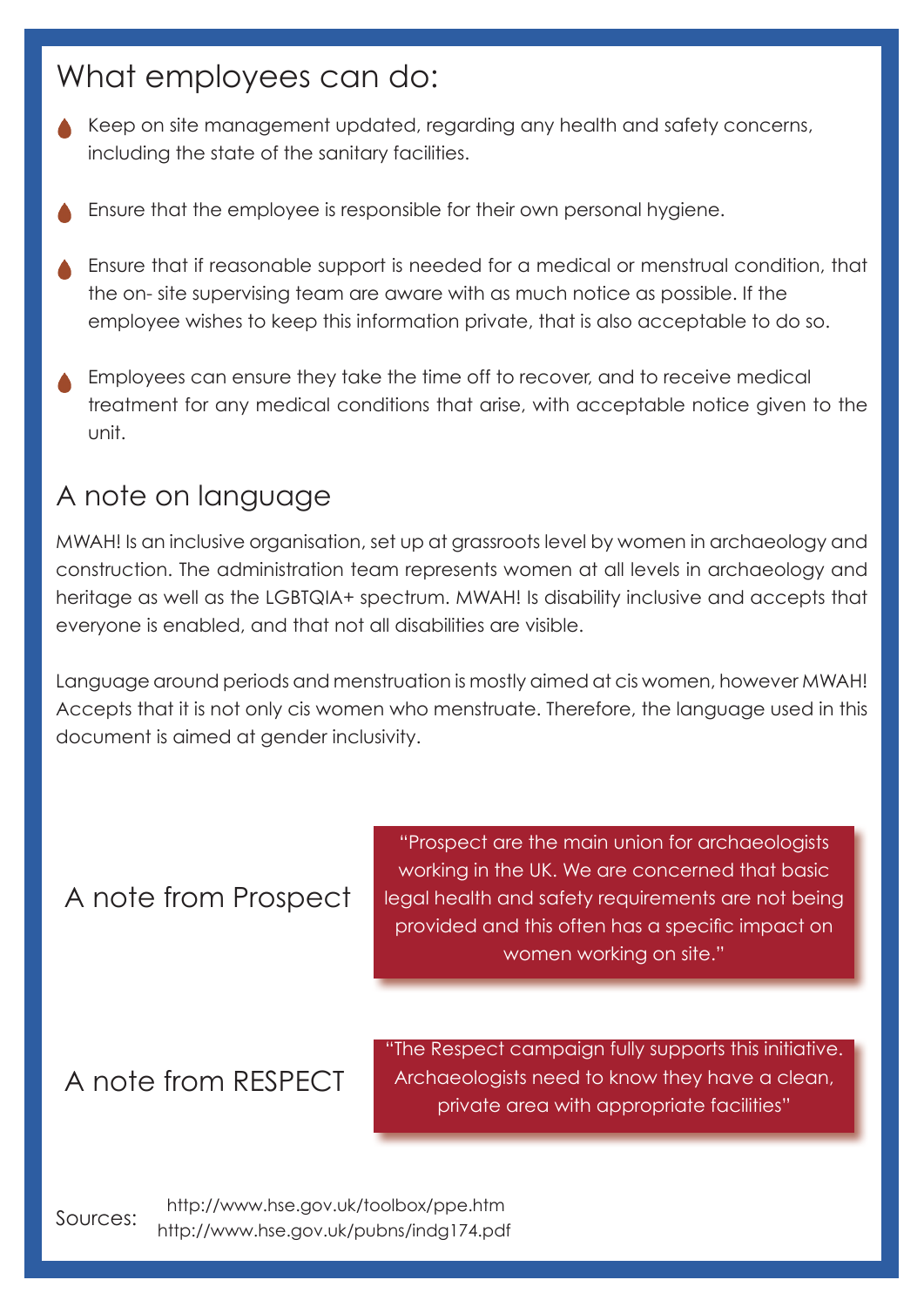## What employees can do:

- Keep on site management updated, regarding any health and safety concerns, including the state of the sanitary facilities.
- Ensure that the employee is responsible for their own personal hygiene.
- Ensure that if reasonable support is needed for a medical or menstrual condition, that the on- site supervising team are aware with as much notice as possible. If the employee wishes to keep this information private, that is also acceptable to do so.
- Employees can ensure they take the time off to recover, and to receive medical treatment for any medical conditions that arise, with acceptable notice given to the unit.

## A note on language

MWAH! Is an inclusive organisation, set up at grassroots level by women in archaeology and construction. The administration team represents women at all levels in archaeology and heritage as well as the LGBTQIA+ spectrum. MWAH! Is disability inclusive and accepts that everyone is enabled, and that not all disabilities are visible.

Language around periods and menstruation is mostly aimed at cis women, however MWAH! Accepts that it is not only cis women who menstruate. Therefore, the language used in this document is aimed at gender inclusivity.

## A note from Prospect

"Prospect are the main union for archaeologists working in the UK. We are concerned that basic legal health and safety requirements are not being provided and this often has a specific impact on women working on site."

## A note from RESPECT

"The Respect campaign fully supports this initiative. Archaeologists need to know they have a clean, private area with appropriate facilities"

Sources:
http://www.hse.gov.uk/toolbox/ppe.htm
http://www.hse.gov.uk/pubns/indg174.pdf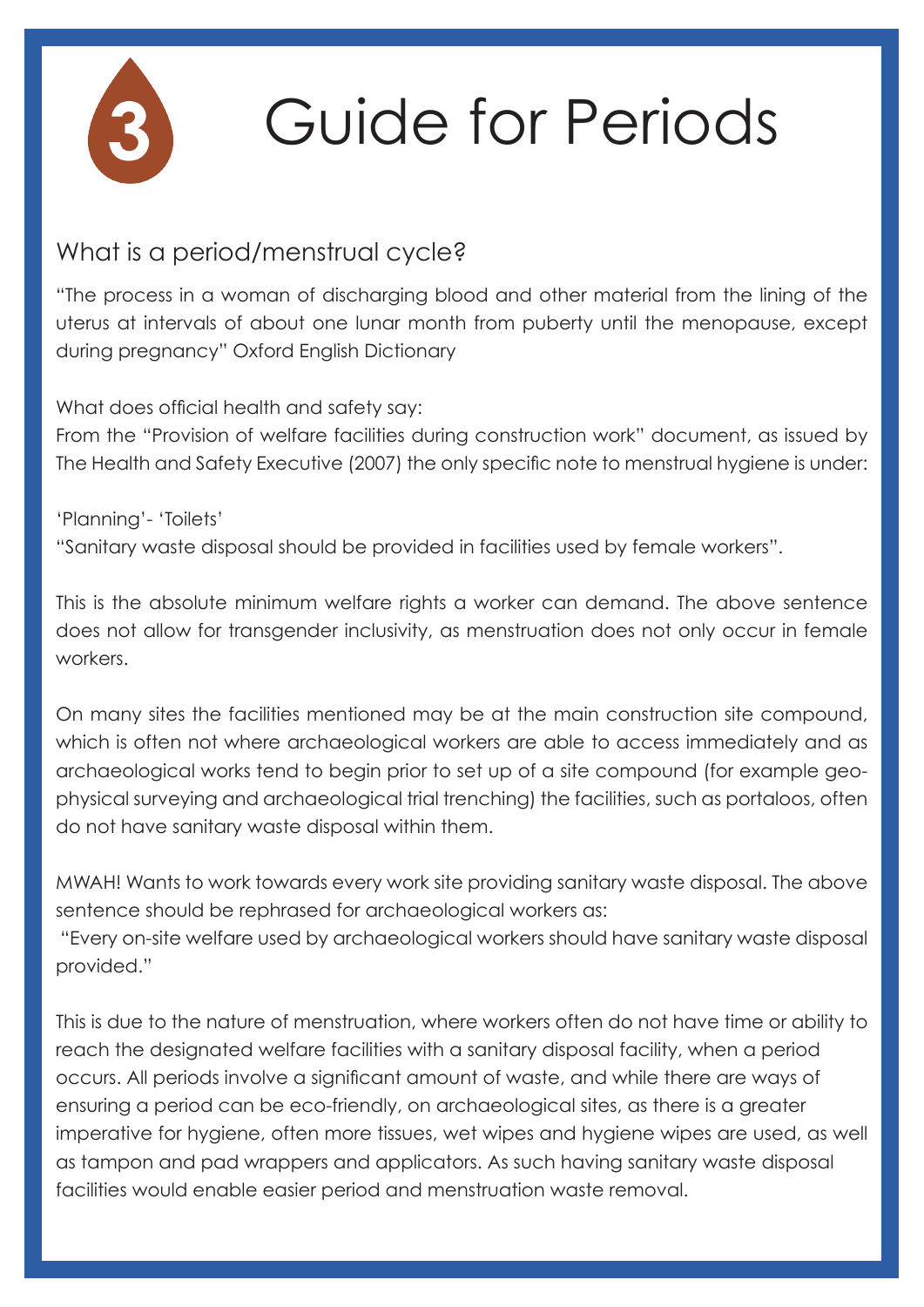# 3 Guide for Periods

## What is a period/menstrual cycle?

"The process in a woman of discharging blood and other material from the lining of the uterus at intervals of about one lunar month from puberty until the menopause, except during pregnancy" Oxford English Dictionary

What does official health and safety say:
From the "Provision of welfare facilities during construction work" document, as issued by The Health and Safety Executive (2007) the only specific note to menstrual hygiene is under:

'Planning'- 'Toilets'
"Sanitary waste disposal should be provided in facilities used by female workers".

This is the absolute minimum welfare rights a worker can demand. The above sentence does not allow for transgender inclusivity, as menstruation does not only occur in female workers.

On many sites the facilities mentioned may be at the main construction site compound, which is often not where archaeological workers are able to access immediately and as archaeological works tend to begin prior to set up of a site compound (for example geo-physical surveying and archaeological trial trenching) the facilities, such as portaloos, often do not have sanitary waste disposal within them.

MWAH! Wants to work towards every work site providing sanitary waste disposal. The above sentence should be rephrased for archaeological workers as:
"Every on-site welfare used by archaeological workers should have sanitary waste disposal provided."

This is due to the nature of menstruation, where workers often do not have time or ability to reach the designated welfare facilities with a sanitary disposal facility, when a period occurs. All periods involve a significant amount of waste, and while there are ways of ensuring a period can be eco-friendly, on archaeological sites, as there is a greater imperative for hygiene, often more tissues, wet wipes and hygiene wipes are used, as well as tampon and pad wrappers and applicators. As such having sanitary waste disposal facilities would enable easier period and menstruation waste removal.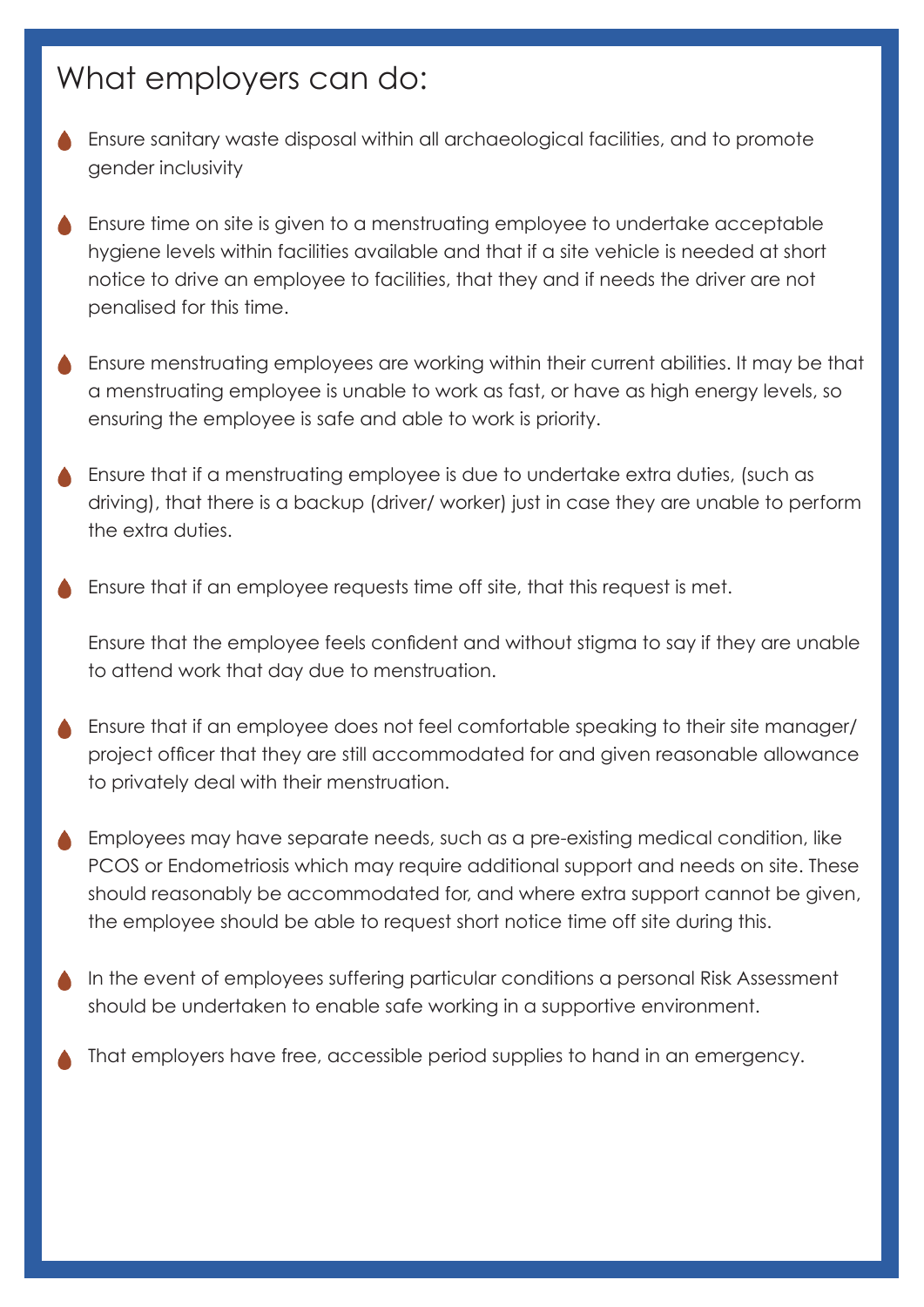## What employers can do:

- Ensure sanitary waste disposal within all archaeological facilities, and to promote gender inclusivity
- Ensure time on site is given to a menstruating employee to undertake acceptable hygiene levels within facilities available and that if a site vehicle is needed at short notice to drive an employee to facilities, that they and if needs the driver are not penalised for this time.
- Ensure menstruating employees are working within their current abilities. It may be that a menstruating employee is unable to work as fast, or have as high energy levels, so ensuring the employee is safe and able to work is priority.
- Ensure that if a menstruating employee is due to undertake extra duties, (such as driving), that there is a backup (driver/ worker) just in case they are unable to perform the extra duties.
- Ensure that if an employee requests time off site, that this request is met.

  Ensure that the employee feels confident and without stigma to say if they are unable to attend work that day due to menstruation.
- Ensure that if an employee does not feel comfortable speaking to their site manager/ project officer that they are still accommodated for and given reasonable allowance to privately deal with their menstruation.
- Employees may have separate needs, such as a pre-existing medical condition, like PCOS or Endometriosis which may require additional support and needs on site. These should reasonably be accommodated for, and where extra support cannot be given, the employee should be able to request short notice time off site during this.
- In the event of employees suffering particular conditions a personal Risk Assessment should be undertaken to enable safe working in a supportive environment.
- That employers have free, accessible period supplies to hand in an emergency.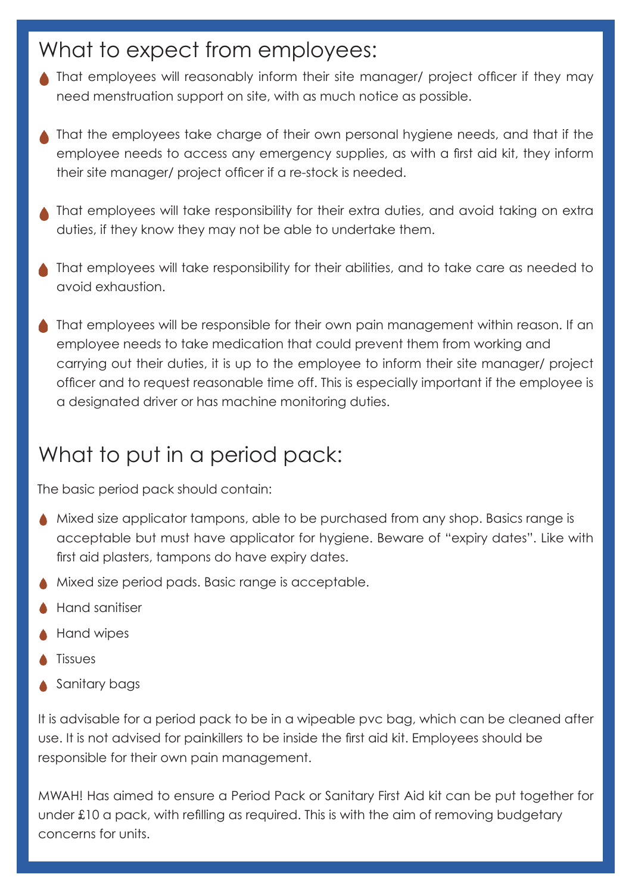## What to expect from employees:

- That employees will reasonably inform their site manager/ project officer if they may need menstruation support on site, with as much notice as possible.
- That the employees take charge of their own personal hygiene needs, and that if the employee needs to access any emergency supplies, as with a first aid kit, they inform their site manager/ project officer if a re-stock is needed.
- That employees will take responsibility for their extra duties, and avoid taking on extra duties, if they know they may not be able to undertake them.
- That employees will take responsibility for their abilities, and to take care as needed to avoid exhaustion.
- That employees will be responsible for their own pain management within reason. If an employee needs to take medication that could prevent them from working and carrying out their duties, it is up to the employee to inform their site manager/ project officer and to request reasonable time off. This is especially important if the employee is a designated driver or has machine monitoring duties.

## What to put in a period pack:

The basic period pack should contain:

- Mixed size applicator tampons, able to be purchased from any shop. Basics range is acceptable but must have applicator for hygiene. Beware of "expiry dates". Like with first aid plasters, tampons do have expiry dates.
- Mixed size period pads. Basic range is acceptable.
- Hand sanitiser
- Hand wipes
- Tissues
- Sanitary bags

It is advisable for a period pack to be in a wipeable pvc bag, which can be cleaned after use. It is not advised for painkillers to be inside the first aid kit. Employees should be responsible for their own pain management.

MWAH! Has aimed to ensure a Period Pack or Sanitary First Aid kit can be put together for under £10 a pack, with refilling as required. This is with the aim of removing budgetary concerns for units.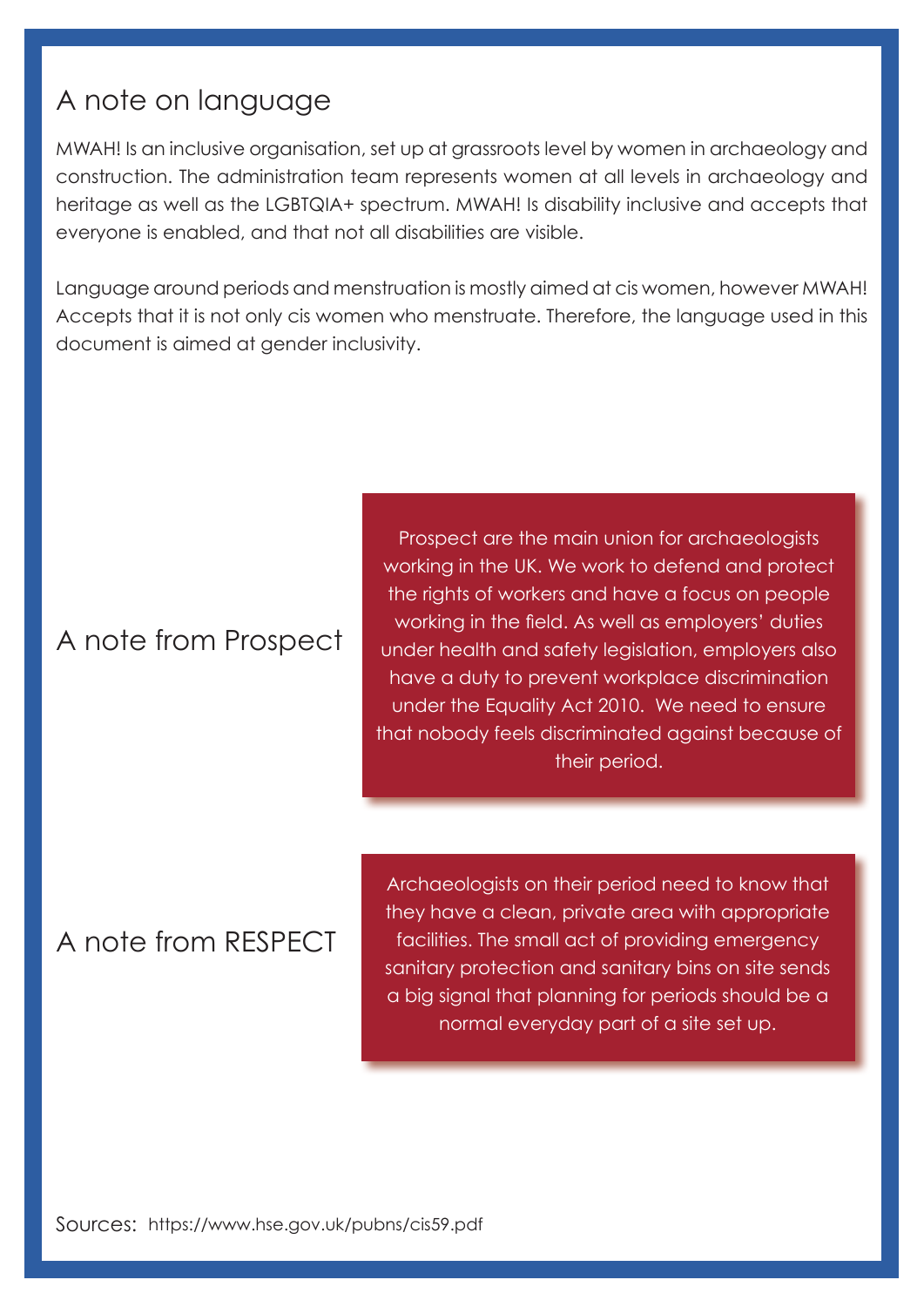## A note on language

MWAH! Is an inclusive organisation, set up at grassroots level by women in archaeology and construction. The administration team represents women at all levels in archaeology and heritage as well as the LGBTQIA+ spectrum. MWAH! Is disability inclusive and accepts that everyone is enabled, and that not all disabilities are visible.

Language around periods and menstruation is mostly aimed at cis women, however MWAH! Accepts that it is not only cis women who menstruate. Therefore, the language used in this document is aimed at gender inclusivity.

## A note from Prospect

Prospect are the main union for archaeologists working in the UK. We work to defend and protect the rights of workers and have a focus on people working in the field. As well as employers' duties under health and safety legislation, employers also have a duty to prevent workplace discrimination under the Equality Act 2010. We need to ensure that nobody feels discriminated against because of their period.

## A note from RESPECT

Archaeologists on their period need to know that they have a clean, private area with appropriate facilities. The small act of providing emergency sanitary protection and sanitary bins on site sends a big signal that planning for periods should be a normal everyday part of a site set up.

Sources: https://www.hse.gov.uk/pubns/cis59.pdf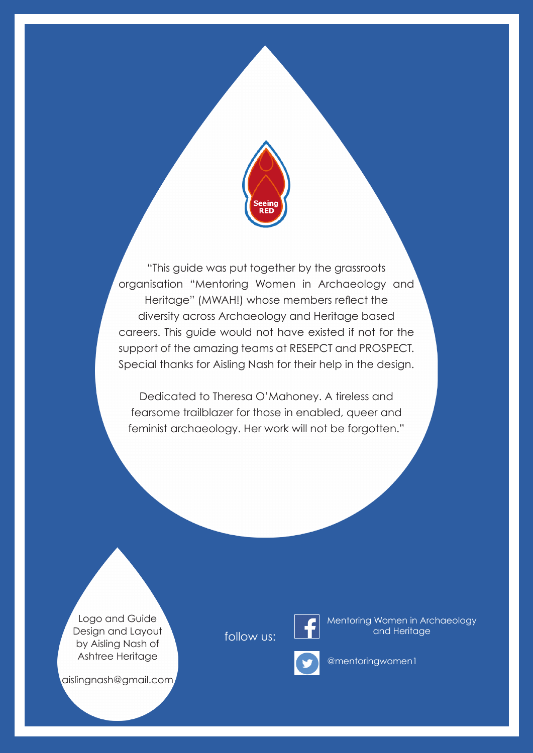Seeing RED

“This guide was put together by the grassroots organisation “Mentoring Women in Archaeology and Heritage” (MWAH!) whose members reflect the diversity across Archaeology and Heritage based careers. This guide would not have existed if not for the support of the amazing teams at RESEPCT and PROSPECT. Special thanks for Aisling Nash for their help in the design.

Dedicated to Theresa O’Mahoney. A tireless and fearsome trailblazer for those in enabled, queer and feminist archaeology. Her work will not be forgotten.”

Logo and Guide Design and Layout by Aisling Nash of Ashtree Heritage

aislingnash@gmail.com

follow us:

Mentoring Women in Archaeology and Heritage

@mentoringwomen1